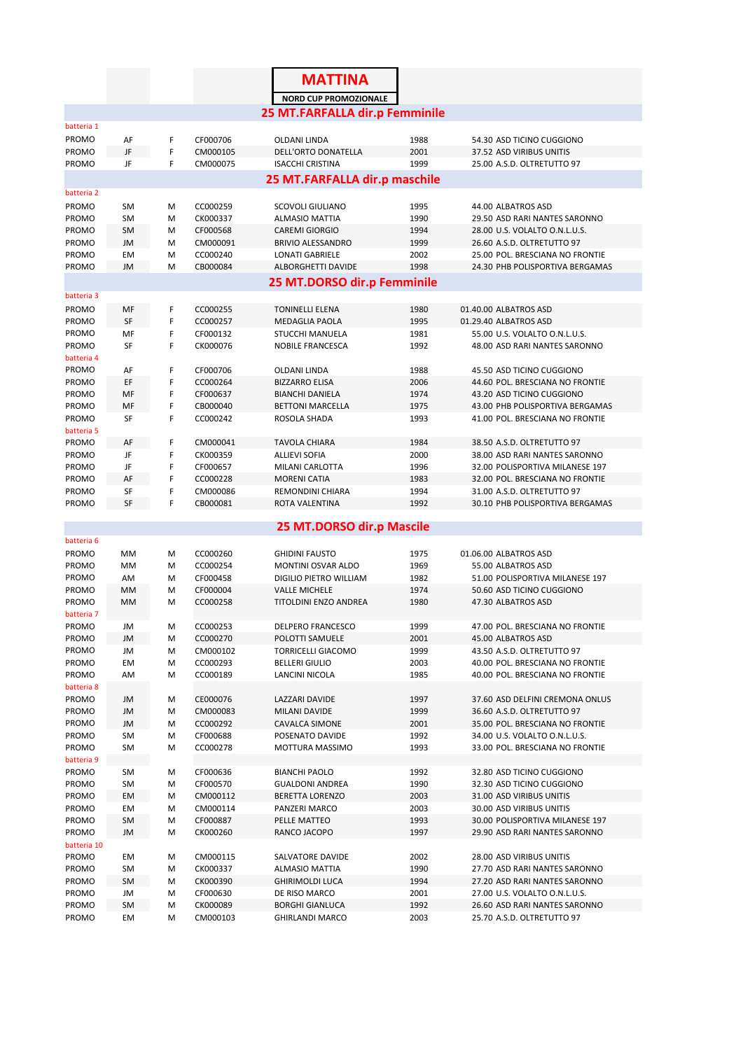# MATTINA

**NORD CUP PROMOZIONALE**

## 25 MT.FARFALLA dir.p Femminile

batteria 1

| | | | | | | | |
|---|---|---|---|---|---|---|---|
| PROMO | AF | F | CF000706 | OLDANI LINDA | 1988 | 54.30 | ASD TICINO CUGGIONO |
| PROMO | JF | F | CM000105 | DELL'ORTO DONATELLA | 2001 | 37.52 | ASD VIRIBUS UNITIS |
| PROMO | JF | F | CM000075 | ISACCHI CRISTINA | 1999 | 25.00 | A.S.D. OLTRETUTTO 97 |

## 25 MT.FARFALLA dir.p maschile

batteria 2

| | | | | | | | |
|---|---|---|---|---|---|---|---|
| PROMO | SM | M | CC000259 | SCOVOLI GIULIANO | 1995 | 44.00 | ALBATROS ASD |
| PROMO | SM | M | CK000337 | ALMASIO MATTIA | 1990 | 29.50 | ASD RARI NANTES SARONNO |
| PROMO | SM | M | CF000568 | CAREMI GIORGIO | 1994 | 28.00 | U.S. VOLALTO O.N.L.U.S. |
| PROMO | JM | M | CM000091 | BRIVIO ALESSANDRO | 1999 | 26.60 | A.S.D. OLTRETUTTO 97 |
| PROMO | EM | M | CC000240 | LONATI GABRIELE | 2002 | 25.00 | POL. BRESCIANA NO FRONTIE |
| PROMO | JM | M | CB000084 | ALBORGHETTI DAVIDE | 1998 | 24.30 | PHB POLISPORTIVA BERGAMAS |

## 25 MT.DORSO dir.p Femminile

| | | | | | | | |
|---|---|---|---|---|---|---|---|
| batteria 3 | | | | | | | |
| PROMO | MF | F | CC000255 | TONINELLI ELENA | 1980 | 01.40.00 | ALBATROS ASD |
| PROMO | SF | F | CC000257 | MEDAGLIA PAOLA | 1995 | 01.29.40 | ALBATROS ASD |
| PROMO | MF | F | CF000132 | STUCCHI MANUELA | 1981 | 55.00 | U.S. VOLALTO O.N.L.U.S. |
| PROMO | SF | F | CK000076 | NOBILE FRANCESCA | 1992 | 48.00 | ASD RARI NANTES SARONNO |
| batteria 4 | | | | | | | |
| PROMO | AF | F | CF000706 | OLDANI LINDA | 1988 | 45.50 | ASD TICINO CUGGIONO |
| PROMO | EF | F | CC000264 | BIZZARRO ELISA | 2006 | 44.60 | POL. BRESCIANA NO FRONTIE |
| PROMO | MF | F | CF000637 | BIANCHI DANIELA | 1974 | 43.20 | ASD TICINO CUGGIONO |
| PROMO | MF | F | CB000040 | BETTONI MARCELLA | 1975 | 43.00 | PHB POLISPORTIVA BERGAMAS |
| PROMO | SF | F | CC000242 | ROSOLA SHADA | 1993 | 41.00 | POL. BRESCIANA NO FRONTIE |
| batteria 5 | | | | | | | |
| PROMO | AF | F | CM000041 | TAVOLA CHIARA | 1984 | 38.50 | A.S.D. OLTRETUTTO 97 |
| PROMO | JF | F | CK000359 | ALLIEVI SOFIA | 2000 | 38.00 | ASD RARI NANTES SARONNO |
| PROMO | JF | F | CF000657 | MILANI CARLOTTA | 1996 | 32.00 | POLISPORTIVA MILANESE 197 |
| PROMO | AF | F | CC000228 | MORENI CATIA | 1983 | 32.00 | POL. BRESCIANA NO FRONTIE |
| PROMO | SF | F | CM000086 | REMONDINI CHIARA | 1994 | 31.00 | A.S.D. OLTRETUTTO 97 |
| PROMO | SF | F | CB000081 | ROTA VALENTINA | 1992 | 30.10 | PHB POLISPORTIVA BERGAMAS |

## 25 MT.DORSO dir.p Mascile

| | | | | | | | |
|---|---|---|---|---|---|---|---|
| batteria 6 | | | | | | | |
| PROMO | MM | M | CC000260 | GHIDINI FAUSTO | 1975 | 01.06.00 | ALBATROS ASD |
| PROMO | MM | M | CC000254 | MONTINI OSVAR ALDO | 1969 | 55.00 | ALBATROS ASD |
| PROMO | AM | M | CF000458 | DIGILIO PIETRO WILLIAM | 1982 | 51.00 | POLISPORTIVA MILANESE 197 |
| PROMO | MM | M | CF000044 | VALLE MICHELE | 1974 | 50.60 | ASD TICINO CUGGIONO |
| PROMO | MM | M | CC000258 | TITOLDINI ENZO ANDREA | 1980 | 47.30 | ALBATROS ASD |
| batteria 7 | | | | | | | |
| PROMO | JM | M | CC000253 | DELPERO FRANCESCO | 1999 | 47.00 | POL. BRESCIANA NO FRONTIE |
| PROMO | JM | M | CC000270 | POLOTTI SAMUELE | 2001 | 45.00 | ALBATROS ASD |
| PROMO | JM | M | CM000102 | TORRICELLI GIACOMO | 1999 | 43.50 | A.S.D. OLTRETUTTO 97 |
| PROMO | EM | M | CC000293 | BELLERI GIULIO | 2003 | 40.00 | POL. BRESCIANA NO FRONTIE |
| PROMO | AM | M | CC000189 | LANCINI NICOLA | 1985 | 40.00 | POL. BRESCIANA NO FRONTIE |
| batteria 8 | | | | | | | |
| PROMO | JM | M | CE000076 | LAZZARI DAVIDE | 1997 | 37.60 | ASD DELFINI CREMONA ONLUS |
| PROMO | JM | M | CM000083 | MILANI DAVIDE | 1999 | 36.60 | A.S.D. OLTRETUTTO 97 |
| PROMO | JM | M | CC000292 | CAVALCA SIMONE | 2001 | 35.00 | POL. BRESCIANA NO FRONTIE |
| PROMO | SM | M | CF000688 | POSENATO DAVIDE | 1992 | 34.00 | U.S. VOLALTO O.N.L.U.S. |
| PROMO | SM | M | CC000278 | MOTTURA MASSIMO | 1993 | 33.00 | POL. BRESCIANA NO FRONTIE |
| batteria 9 | | | | | | | |
| PROMO | SM | M | CF000636 | BIANCHI PAOLO | 1992 | 32.80 | ASD TICINO CUGGIONO |
| PROMO | SM | M | CF000570 | GUALDONI ANDREA | 1990 | 32.30 | ASD TICINO CUGGIONO |
| PROMO | EM | M | CM000112 | BERETTA LORENZO | 2003 | 31.00 | ASD VIRIBUS UNITIS |
| PROMO | EM | M | CM000114 | PANZERI MARCO | 2003 | 30.00 | ASD VIRIBUS UNITIS |
| PROMO | SM | M | CF000887 | PELLE MATTEO | 1993 | 30.00 | POLISPORTIVA MILANESE 197 |
| PROMO | JM | M | CK000260 | RANCO JACOPO | 1997 | 29.90 | ASD RARI NANTES SARONNO |
| batteria 10 | | | | | | | |
| PROMO | EM | M | CM000115 | SALVATORE DAVIDE | 2002 | 28.00 | ASD VIRIBUS UNITIS |
| PROMO | SM | M | CK000337 | ALMASIO MATTIA | 1990 | 27.70 | ASD RARI NANTES SARONNO |
| PROMO | SM | M | CK000390 | GHIRIMOLDI LUCA | 1994 | 27.20 | ASD RARI NANTES SARONNO |
| PROMO | JM | M | CF000630 | DE RISO MARCO | 2001 | 27.00 | U.S. VOLALTO O.N.L.U.S. |
| PROMO | SM | M | CK000089 | BORGHI GIANLUCA | 1992 | 26.60 | ASD RARI NANTES SARONNO |
| PROMO | EM | M | CM000103 | GHIRLANDI MARCO | 2003 | 25.70 | A.S.D. OLTRETUTTO 97 |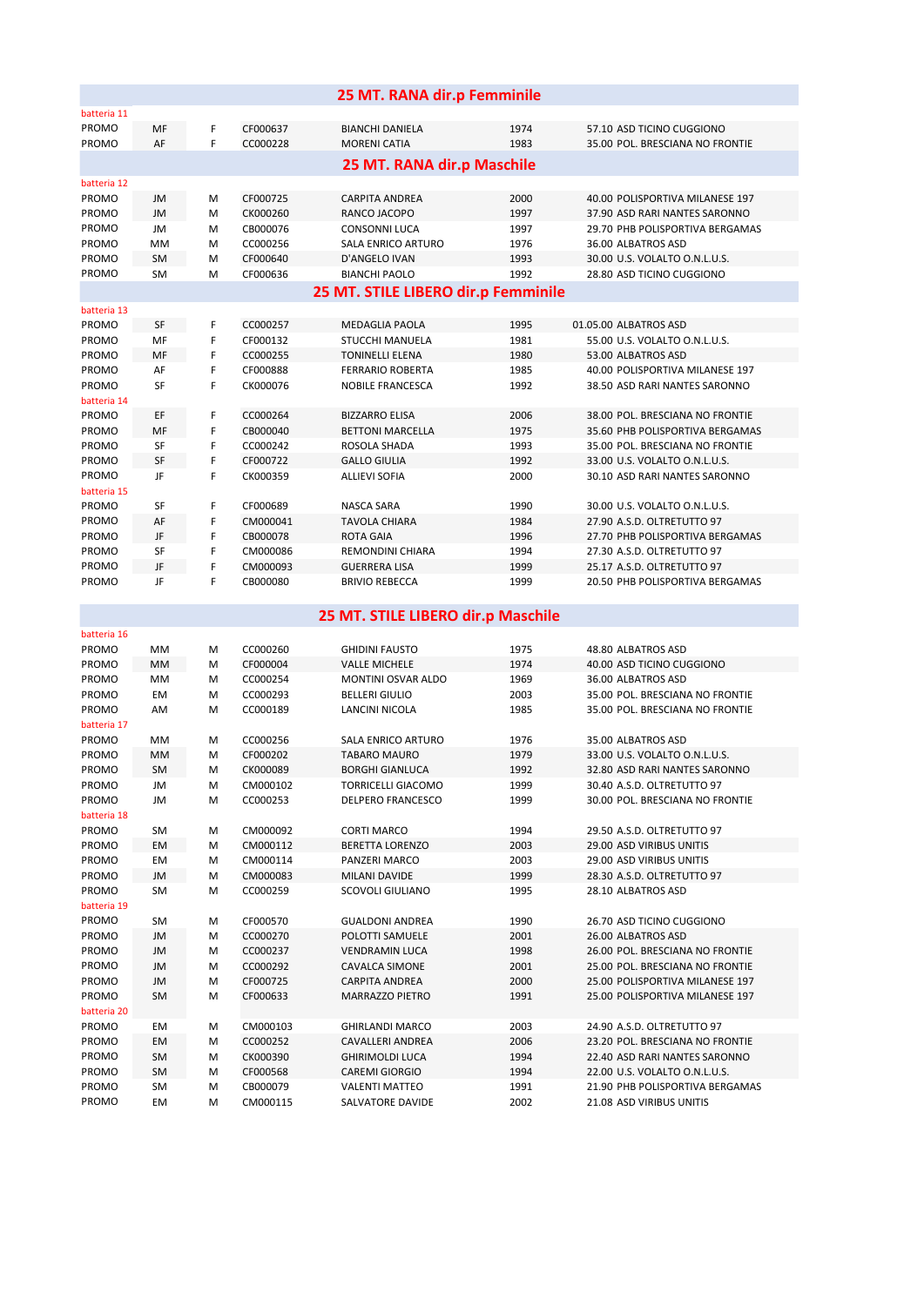## 25 MT. RANA dir.p Femminile

| | | | | | | |
|---|---|---|---|---|---|---|
| batteria 11 | | | | | | |
| PROMO | MF | F | CF000637 | BIANCHI DANIELA | 1974 | 57.10 ASD TICINO CUGGIONO |
| PROMO | AF | F | CC000228 | MORENI CATIA | 1983 | 35.00 POL. BRESCIANA NO FRONTIE |

## 25 MT. RANA dir.p Maschile

| | | | | | | |
|---|---|---|---|---|---|---|
| batteria 12 | | | | | | |
| PROMO | JM | M | CF000725 | CARPITA ANDREA | 2000 | 40.00 POLISPORTIVA MILANESE 197 |
| PROMO | JM | M | CK000260 | RANCO JACOPO | 1997 | 37.90 ASD RARI NANTES SARONNO |
| PROMO | JM | M | CB000076 | CONSONNI LUCA | 1997 | 29.70 PHB POLISPORTIVA BERGAMAS |
| PROMO | MM | M | CC000256 | SALA ENRICO ARTURO | 1976 | 36.00 ALBATROS ASD |
| PROMO | SM | M | CF000640 | D'ANGELO IVAN | 1993 | 30.00 U.S. VOLALTO O.N.L.U.S. |
| PROMO | SM | M | CF000636 | BIANCHI PAOLO | 1992 | 28.80 ASD TICINO CUGGIONO |

## 25 MT. STILE LIBERO dir.p Femminile

| | | | | | | |
|---|---|---|---|---|---|---|
| batteria 13 | | | | | | |
| PROMO | SF | F | CC000257 | MEDAGLIA PAOLA | 1995 | 01.05.00 ALBATROS ASD |
| PROMO | MF | F | CF000132 | STUCCHI MANUELA | 1981 | 55.00 U.S. VOLALTO O.N.L.U.S. |
| PROMO | MF | F | CC000255 | TONINELLI ELENA | 1980 | 53.00 ALBATROS ASD |
| PROMO | AF | F | CF000888 | FERRARIO ROBERTA | 1985 | 40.00 POLISPORTIVA MILANESE 197 |
| PROMO | SF | F | CK000076 | NOBILE FRANCESCA | 1992 | 38.50 ASD RARI NANTES SARONNO |
| batteria 14 | | | | | | |
| PROMO | EF | F | CC000264 | BIZZARRO ELISA | 2006 | 38.00 POL. BRESCIANA NO FRONTIE |
| PROMO | MF | F | CB000040 | BETTONI MARCELLA | 1975 | 35.60 PHB POLISPORTIVA BERGAMAS |
| PROMO | SF | F | CC000242 | ROSOLA SHADA | 1993 | 35.00 POL. BRESCIANA NO FRONTIE |
| PROMO | SF | F | CF000722 | GALLO GIULIA | 1992 | 33.00 U.S. VOLALTO O.N.L.U.S. |
| PROMO | JF | F | CK000359 | ALLIEVI SOFIA | 2000 | 30.10 ASD RARI NANTES SARONNO |
| batteria 15 | | | | | | |
| PROMO | SF | F | CF000689 | NASCA SARA | 1990 | 30.00 U.S. VOLALTO O.N.L.U.S. |
| PROMO | AF | F | CM000041 | TAVOLA CHIARA | 1984 | 27.90 A.S.D. OLTRETUTTO 97 |
| PROMO | JF | F | CB000078 | ROTA GAIA | 1996 | 27.70 PHB POLISPORTIVA BERGAMAS |
| PROMO | SF | F | CM000086 | REMONDINI CHIARA | 1994 | 27.30 A.S.D. OLTRETUTTO 97 |
| PROMO | JF | F | CM000093 | GUERRERA LISA | 1999 | 25.17 A.S.D. OLTRETUTTO 97 |
| PROMO | JF | F | CB000080 | BRIVIO REBECCA | 1999 | 20.50 PHB POLISPORTIVA BERGAMAS |

## 25 MT. STILE LIBERO dir.p Maschile

| | | | | | | |
|---|---|---|---|---|---|---|
| batteria 16 | | | | | | |
| PROMO | MM | M | CC000260 | GHIDINI FAUSTO | 1975 | 48.80 ALBATROS ASD |
| PROMO | MM | M | CF000004 | VALLE MICHELE | 1974 | 40.00 ASD TICINO CUGGIONO |
| PROMO | MM | M | CC000254 | MONTINI OSVAR ALDO | 1969 | 36.00 ALBATROS ASD |
| PROMO | EM | M | CC000293 | BELLERI GIULIO | 2003 | 35.00 POL. BRESCIANA NO FRONTIE |
| PROMO | AM | M | CC000189 | LANCINI NICOLA | 1985 | 35.00 POL. BRESCIANA NO FRONTIE |
| batteria 17 | | | | | | |
| PROMO | MM | M | CC000256 | SALA ENRICO ARTURO | 1976 | 35.00 ALBATROS ASD |
| PROMO | MM | M | CF000202 | TABARO MAURO | 1979 | 33.00 U.S. VOLALTO O.N.L.U.S. |
| PROMO | SM | M | CK000089 | BORGHI GIANLUCA | 1992 | 32.80 ASD RARI NANTES SARONNO |
| PROMO | JM | M | CM000102 | TORRICELLI GIACOMO | 1999 | 30.40 A.S.D. OLTRETUTTO 97 |
| PROMO | JM | M | CC000253 | DELPERO FRANCESCO | 1999 | 30.00 POL. BRESCIANA NO FRONTIE |
| batteria 18 | | | | | | |
| PROMO | SM | M | CM000092 | CORTI MARCO | 1994 | 29.50 A.S.D. OLTRETUTTO 97 |
| PROMO | EM | M | CM000112 | BERETTA LORENZO | 2003 | 29.00 ASD VIRIBUS UNITIS |
| PROMO | EM | M | CM000114 | PANZERI MARCO | 2003 | 29.00 ASD VIRIBUS UNITIS |
| PROMO | JM | M | CM000083 | MILANI DAVIDE | 1999 | 28.30 A.S.D. OLTRETUTTO 97 |
| PROMO | SM | M | CC000259 | SCOVOLI GIULIANO | 1995 | 28.10 ALBATROS ASD |
| batteria 19 | | | | | | |
| PROMO | SM | M | CF000570 | GUALDONI ANDREA | 1990 | 26.70 ASD TICINO CUGGIONO |
| PROMO | JM | M | CC000270 | POLOTTI SAMUELE | 2001 | 26.00 ALBATROS ASD |
| PROMO | JM | M | CC000237 | VENDRAMIN LUCA | 1998 | 26.00 POL. BRESCIANA NO FRONTIE |
| PROMO | JM | M | CC000292 | CAVALCA SIMONE | 2001 | 25.00 POL. BRESCIANA NO FRONTIE |
| PROMO | JM | M | CF000725 | CARPITA ANDREA | 2000 | 25.00 POLISPORTIVA MILANESE 197 |
| PROMO | SM | M | CF000633 | MARRAZZO PIETRO | 1991 | 25.00 POLISPORTIVA MILANESE 197 |
| batteria 20 | | | | | | |
| PROMO | EM | M | CM000103 | GHIRLANDI MARCO | 2003 | 24.90 A.S.D. OLTRETUTTO 97 |
| PROMO | EM | M | CC000252 | CAVALLERI ANDREA | 2006 | 23.20 POL. BRESCIANA NO FRONTIE |
| PROMO | SM | M | CK000390 | GHIRIMOLDI LUCA | 1994 | 22.40 ASD RARI NANTES SARONNO |
| PROMO | SM | M | CF000568 | CAREMI GIORGIO | 1994 | 22.00 U.S. VOLALTO O.N.L.U.S. |
| PROMO | SM | M | CB000079 | VALENTI MATTEO | 1991 | 21.90 PHB POLISPORTIVA BERGAMAS |
| PROMO | EM | M | CM000115 | SALVATORE DAVIDE | 2002 | 21.08 ASD VIRIBUS UNITIS |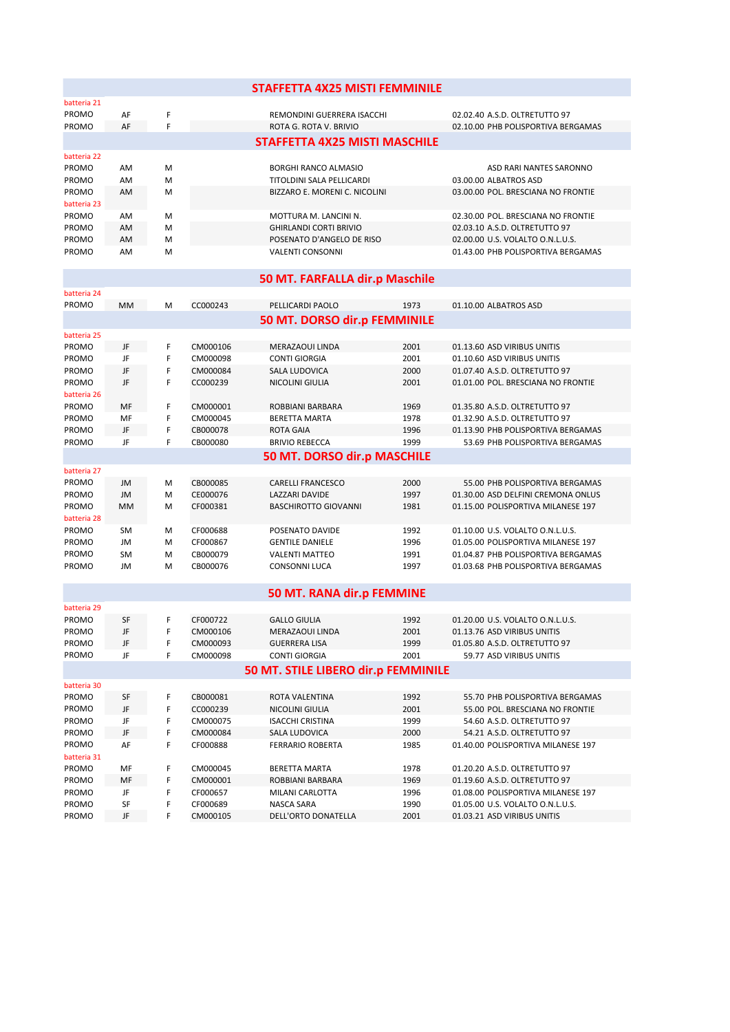## STAFFETTA 4X25 MISTI FEMMINILE

| | | | | | | | |
|---|---|---|---|---|---|---|---|
| batteria 21 | | | | | | | |
| PROMO | AF | F | | REMONDINI GUERRERA ISACCHI | | 02.02.40 | A.S.D. OLTRETUTTO 97 |
| PROMO | AF | F | | ROTA G. ROTA V. BRIVIO | | 02.10.00 | PHB POLISPORTIVA BERGAMAS |

## STAFFETTA 4X25 MISTI MASCHILE

| | | | | | | | |
|---|---|---|---|---|---|---|---|
| batteria 22 | | | | | | | |
| PROMO | AM | M | | BORGHI RANCO ALMASIO | | | ASD RARI NANTES SARONNO |
| PROMO | AM | M | | TITOLDINI SALA PELLICARDI | | 03.00.00 | ALBATROS ASD |
| PROMO | AM | M | | BIZZARO E. MORENI C. NICOLINI | | 03.00.00 | POL. BRESCIANA NO FRONTIE |
| batteria 23 | | | | | | | |
| PROMO | AM | M | | MOTTURA M. LANCINI N. | | 02.30.00 | POL. BRESCIANA NO FRONTIE |
| PROMO | AM | M | | GHIRLANDI CORTI BRIVIO | | 02.03.10 | A.S.D. OLTRETUTTO 97 |
| PROMO | AM | M | | POSENATO D'ANGELO DE RISO | | 02.00.00 | U.S. VOLALTO O.N.L.U.S. |
| PROMO | AM | M | | VALENTI CONSONNI | | 01.43.00 | PHB POLISPORTIVA BERGAMAS |

## 50 MT. FARFALLA dir.p Maschile

| | | | | | | | |
|---|---|---|---|---|---|---|---|
| batteria 24 | | | | | | | |
| PROMO | MM | M | CC000243 | PELLICARDI PAOLO | 1973 | 01.10.00 | ALBATROS ASD |

## 50 MT. DORSO dir.p FEMMINILE

| | | | | | | | |
|---|---|---|---|---|---|---|---|
| batteria 25 | | | | | | | |
| PROMO | JF | F | CM000106 | MERAZAOUI LINDA | 2001 | 01.13.60 | ASD VIRIBUS UNITIS |
| PROMO | JF | F | CM000098 | CONTI GIORGIA | 2001 | 01.10.60 | ASD VIRIBUS UNITIS |
| PROMO | JF | F | CM000084 | SALA LUDOVICA | 2000 | 01.07.40 | A.S.D. OLTRETUTTO 97 |
| PROMO | JF | F | CC000239 | NICOLINI GIULIA | 2001 | 01.01.00 | POL. BRESCIANA NO FRONTIE |
| batteria 26 | | | | | | | |
| PROMO | MF | F | CM000001 | ROBBIANI BARBARA | 1969 | 01.35.80 | A.S.D. OLTRETUTTO 97 |
| PROMO | MF | F | CM000045 | BERETTA MARTA | 1978 | 01.32.90 | A.S.D. OLTRETUTTO 97 |
| PROMO | JF | F | CB000078 | ROTA GAIA | 1996 | 01.13.90 | PHB POLISPORTIVA BERGAMAS |
| PROMO | JF | F | CB000080 | BRIVIO REBECCA | 1999 | 53.69 | PHB POLISPORTIVA BERGAMAS |

## 50 MT. DORSO dir.p MASCHILE

| | | | | | | | |
|---|---|---|---|---|---|---|---|
| batteria 27 | | | | | | | |
| PROMO | JM | M | CB000085 | CARELLI FRANCESCO | 2000 | 55.00 | PHB POLISPORTIVA BERGAMAS |
| PROMO | JM | M | CE000076 | LAZZARI DAVIDE | 1997 | 01.30.00 | ASD DELFINI CREMONA ONLUS |
| PROMO | MM | M | CF000381 | BASCHIROTTO GIOVANNI | 1981 | 01.15.00 | POLISPORTIVA MILANESE 197 |
| batteria 28 | | | | | | | |
| PROMO | SM | M | CF000688 | POSENATO DAVIDE | 1992 | 01.10.00 | U.S. VOLALTO O.N.L.U.S. |
| PROMO | JM | M | CF000867 | GENTILE DANIELE | 1996 | 01.05.00 | POLISPORTIVA MILANESE 197 |
| PROMO | SM | M | CB000079 | VALENTI MATTEO | 1991 | 01.04.87 | PHB POLISPORTIVA BERGAMAS |
| PROMO | JM | M | CB000076 | CONSONNI LUCA | 1997 | 01.03.68 | PHB POLISPORTIVA BERGAMAS |

## 50 MT. RANA dir.p FEMMINE

| | | | | | | | |
|---|---|---|---|---|---|---|---|
| batteria 29 | | | | | | | |
| PROMO | SF | F | CF000722 | GALLO GIULIA | 1992 | 01.20.00 | U.S. VOLALTO O.N.L.U.S. |
| PROMO | JF | F | CM000106 | MERAZAOUI LINDA | 2001 | 01.13.76 | ASD VIRIBUS UNITIS |
| PROMO | JF | F | CM000093 | GUERRERA LISA | 1999 | 01.05.80 | A.S.D. OLTRETUTTO 97 |
| PROMO | JF | F | CM000098 | CONTI GIORGIA | 2001 | 59.77 | ASD VIRIBUS UNITIS |

## 50 MT. STILE LIBERO dir.p FEMMINILE

| | | | | | | | |
|---|---|---|---|---|---|---|---|
| batteria 30 | | | | | | | |
| PROMO | SF | F | CB000081 | ROTA VALENTINA | 1992 | 55.70 | PHB POLISPORTIVA BERGAMAS |
| PROMO | JF | F | CC000239 | NICOLINI GIULIA | 2001 | 55.00 | POL. BRESCIANA NO FRONTIE |
| PROMO | JF | F | CM000075 | ISACCHI CRISTINA | 1999 | 54.60 | A.S.D. OLTRETUTTO 97 |
| PROMO | JF | F | CM000084 | SALA LUDOVICA | 2000 | 54.21 | A.S.D. OLTRETUTTO 97 |
| PROMO | AF | F | CF000888 | FERRARIO ROBERTA | 1985 | 01.40.00 | POLISPORTIVA MILANESE 197 |
| batteria 31 | | | | | | | |
| PROMO | MF | F | CM000045 | BERETTA MARTA | 1978 | 01.20.20 | A.S.D. OLTRETUTTO 97 |
| PROMO | MF | F | CM000001 | ROBBIANI BARBARA | 1969 | 01.19.60 | A.S.D. OLTRETUTTO 97 |
| PROMO | JF | F | CF000657 | MILANI CARLOTTA | 1996 | 01.08.00 | POLISPORTIVA MILANESE 197 |
| PROMO | SF | F | CF000689 | NASCA SARA | 1990 | 01.05.00 | U.S. VOLALTO O.N.L.U.S. |
| PROMO | JF | F | CM000105 | DELL'ORTO DONATELLA | 2001 | 01.03.21 | ASD VIRIBUS UNITIS |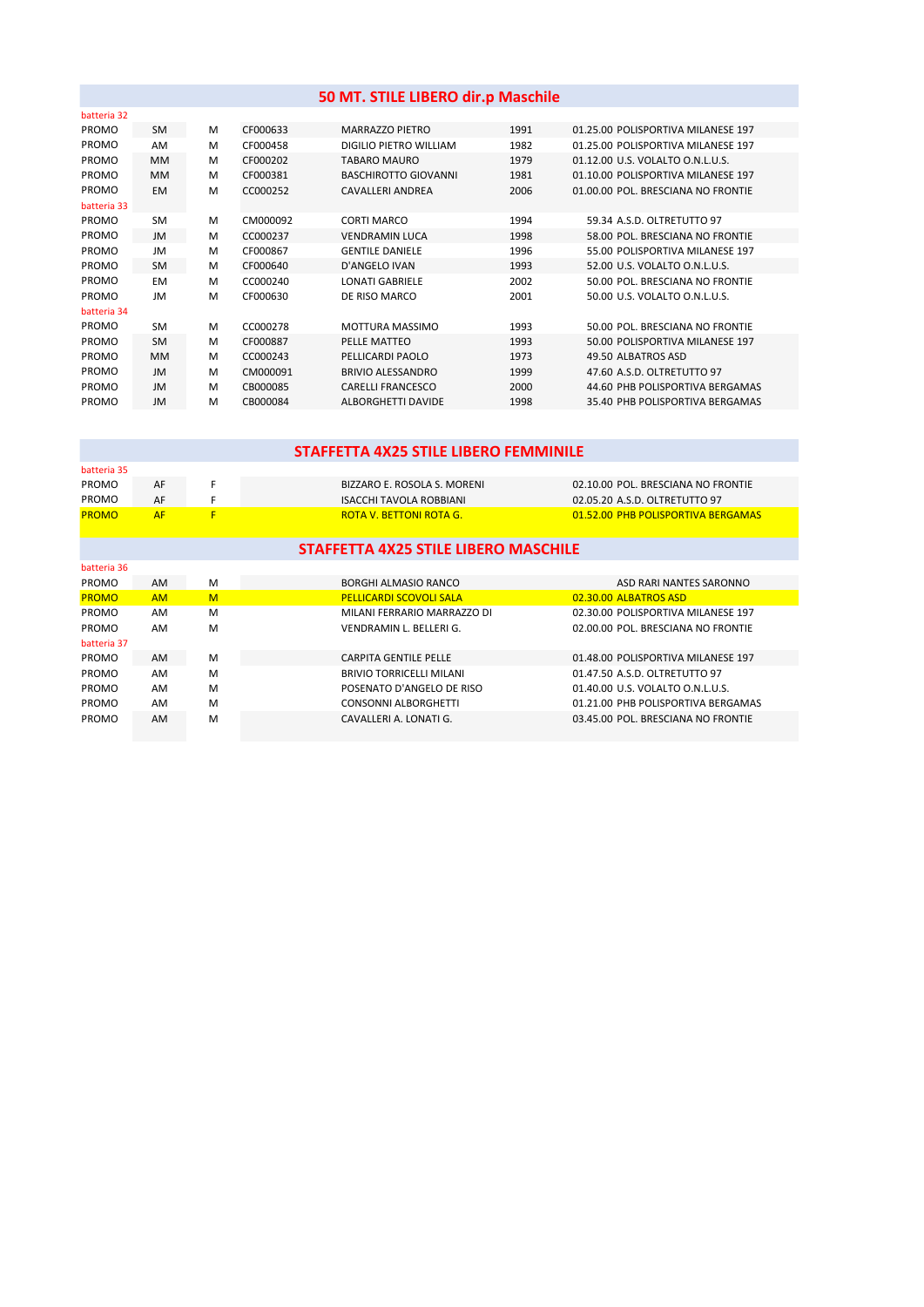## 50 MT. STILE LIBERO dir.p Maschile

| | | | | | | | |
|---|---|---|---|---|---|---|---|
| batteria 32 | | | | | | | |
| PROMO | SM | M | CF000633 | MARRAZZO PIETRO | 1991 | 01.25.00 | POLISPORTIVA MILANESE 197 |
| PROMO | AM | M | CF000458 | DIGILIO PIETRO WILLIAM | 1982 | 01.25.00 | POLISPORTIVA MILANESE 197 |
| PROMO | MM | M | CF000202 | TABARO MAURO | 1979 | 01.12.00 | U.S. VOLALTO O.N.L.U.S. |
| PROMO | MM | M | CF000381 | BASCHIROTTO GIOVANNI | 1981 | 01.10.00 | POLISPORTIVA MILANESE 197 |
| PROMO | EM | M | CC000252 | CAVALLERI ANDREA | 2006 | 01.00.00 | POL. BRESCIANA NO FRONTIE |
| batteria 33 | | | | | | | |
| PROMO | SM | M | CM000092 | CORTI MARCO | 1994 | 59.34 | A.S.D. OLTRETUTTO 97 |
| PROMO | JM | M | CC000237 | VENDRAMIN LUCA | 1998 | 58.00 | POL. BRESCIANA NO FRONTIE |
| PROMO | JM | M | CF000867 | GENTILE DANIELE | 1996 | 55.00 | POLISPORTIVA MILANESE 197 |
| PROMO | SM | M | CF000640 | D'ANGELO IVAN | 1993 | 52.00 | U.S. VOLALTO O.N.L.U.S. |
| PROMO | EM | M | CC000240 | LONATI GABRIELE | 2002 | 50.00 | POL. BRESCIANA NO FRONTIE |
| PROMO | JM | M | CF000630 | DE RISO MARCO | 2001 | 50.00 | U.S. VOLALTO O.N.L.U.S. |
| batteria 34 | | | | | | | |
| PROMO | SM | M | CC000278 | MOTTURA MASSIMO | 1993 | 50.00 | POL. BRESCIANA NO FRONTIE |
| PROMO | SM | M | CF000887 | PELLE MATTEO | 1993 | 50.00 | POLISPORTIVA MILANESE 197 |
| PROMO | MM | M | CC000243 | PELLICARDI PAOLO | 1973 | 49.50 | ALBATROS ASD |
| PROMO | JM | M | CM000091 | BRIVIO ALESSANDRO | 1999 | 47.60 | A.S.D. OLTRETUTTO 97 |
| PROMO | JM | M | CB000085 | CARELLI FRANCESCO | 2000 | 44.60 | PHB POLISPORTIVA BERGAMAS |
| PROMO | JM | M | CB000084 | ALBORGHETTI DAVIDE | 1998 | 35.40 | PHB POLISPORTIVA BERGAMAS |

## STAFFETTA 4X25 STILE LIBERO FEMMINILE

| | | | | | | |
|---|---|---|---|---|---|---|
| batteria 35 | | | | | | |
| PROMO | AF | F | | BIZZARO E. ROSOLA S. MORENI | 02.10.00 | POL. BRESCIANA NO FRONTIE |
| PROMO | AF | F | | ISACCHI TAVOLA ROBBIANI | 02.05.20 | A.S.D. OLTRETUTTO 97 |
| PROMO | AF | F | | ROTA V. BETTONI ROTA G. | 01.52.00 | PHB POLISPORTIVA BERGAMAS |

## STAFFETTA 4X25 STILE LIBERO MASCHILE

| | | | | | | |
|---|---|---|---|---|---|---|
| batteria 36 | | | | | | |
| PROMO | AM | M | | BORGHI ALMASIO RANCO | | ASD RARI NANTES SARONNO |
| PROMO | AM | M | | PELLICARDI SCOVOLI SALA | 02.30.00 | ALBATROS ASD |
| PROMO | AM | M | | MILANI FERRARIO MARRAZZO DI | 02.30.00 | POLISPORTIVA MILANESE 197 |
| PROMO | AM | M | | VENDRAMIN L. BELLERI G. | 02.00.00 | POL. BRESCIANA NO FRONTIE |
| batteria 37 | | | | | | |
| PROMO | AM | M | | CARPITA GENTILE PELLE | 01.48.00 | POLISPORTIVA MILANESE 197 |
| PROMO | AM | M | | BRIVIO TORRICELLI MILANI | 01.47.50 | A.S.D. OLTRETUTTO 97 |
| PROMO | AM | M | | POSENATO D'ANGELO DE RISO | 01.40.00 | U.S. VOLALTO O.N.L.U.S. |
| PROMO | AM | M | | CONSONNI ALBORGHETTI | 01.21.00 | PHB POLISPORTIVA BERGAMAS |
| PROMO | AM | M | | CAVALLERI A. LONATI G. | 03.45.00 | POL. BRESCIANA NO FRONTIE |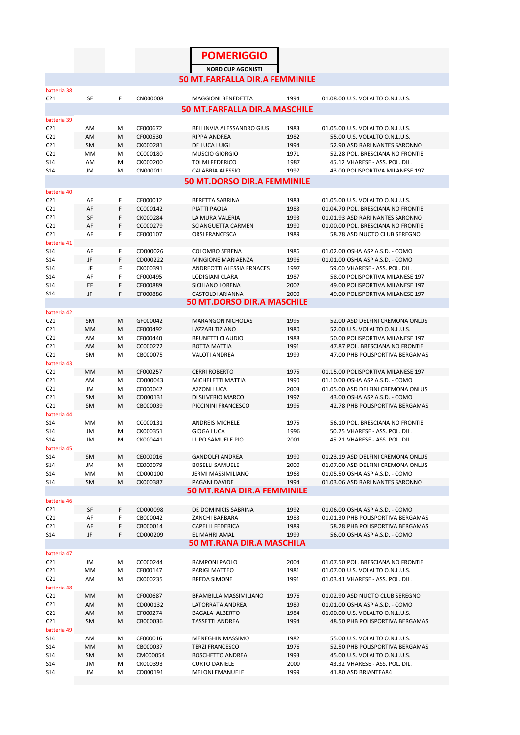# POMERIGGIO

**NORD CUP AGONISTI**

## 50 MT.FARFALLA DIR.A FEMMINILE

batteria 38

| | | | | | | | |
|---|---|---|---|---|---|---|---|
| C21 | SF | F | CN000008 | MAGGIONI BENEDETTA | 1994 | 01.08.00 | U.S. VOLALTO O.N.L.U.S. |

## 50 MT.FARFALLA DIR.A MASCHILE

batteria 39

| | | | | | | | |
|---|---|---|---|---|---|---|---|
| C21 | AM | M | CF000672 | BELLINVIA ALESSANDRO GIUS | 1983 | 01.05.00 | U.S. VOLALTO O.N.L.U.S. |
| C21 | AM | M | CF000530 | RIPPA ANDREA | 1982 | 55.00 | U.S. VOLALTO O.N.L.U.S. |
| C21 | SM | M | CK000281 | DE LUCA LUIGI | 1994 | 52.90 | ASD RARI NANTES SARONNO |
| C21 | MM | M | CC000180 | MUSCIO GIORGIO | 1971 | 52.28 | POL. BRESCIANA NO FRONTIE |
| S14 | AM | M | CK000200 | TOLMI FEDERICO | 1987 | 45.12 | VHARESE - ASS. POL. DIL. |
| S14 | JM | M | CN000011 | CALABRIA ALESSIO | 1997 | 43.00 | POLISPORTIVA MILANESE 197 |

## 50 MT.DORSO DIR.A FEMMINILE

batteria 40

| | | | | | | | |
|---|---|---|---|---|---|---|---|
| C21 | AF | F | CF000012 | BERETTA SABRINA | 1983 | 01.05.00 | U.S. VOLALTO O.N.L.U.S. |
| C21 | AF | F | CC000142 | PIATTI PAOLA | 1983 | 01.04.70 | POL. BRESCIANA NO FRONTIE |
| C21 | SF | F | CK000284 | LA MURA VALERIA | 1993 | 01.01.93 | ASD RARI NANTES SARONNO |
| C21 | AF | F | CC000279 | SCIANGUETTA CARMEN | 1990 | 01.00.00 | POL. BRESCIANA NO FRONTIE |
| C21 | AF | F | CF000107 | ORSI FRANCESCA | 1989 | 58.78 | ASD NUOTO CLUB SEREGNO |

batteria 41

| | | | | | | | |
|---|---|---|---|---|---|---|---|
| S14 | AF | F | CD000026 | COLOMBO SERENA | 1986 | 01.02.00 | OSHA ASP A.S.D. - COMO |
| S14 | JF | F | CD000222 | MINGIONE MARIAENZA | 1996 | 01.01.00 | OSHA ASP A.S.D. - COMO |
| S14 | JF | F | CK000391 | ANDREOTTI ALESSIA FRNACES | 1997 | 59.00 | VHARESE - ASS. POL. DIL. |
| S14 | AF | F | CF000495 | LODIGIANI CLARA | 1987 | 58.00 | POLISPORTIVA MILANESE 197 |
| S14 | EF | F | CF000889 | SICILIANO LORENA | 2002 | 49.00 | POLISPORTIVA MILANESE 197 |
| S14 | JF | F | CF000886 | CASTOLDI ARIANNA | 2000 | 49.00 | POLISPORTIVA MILANESE 197 |

## 50 MT.DORSO DIR.A MASCHILE

batteria 42

| | | | | | | | |
|---|---|---|---|---|---|---|---|
| C21 | SM | M | GF000042 | MARANGON NICHOLAS | 1995 | 52.00 | ASD DELFINI CREMONA ONLUS |
| C21 | MM | M | CF000492 | LAZZARI TIZIANO | 1980 | 52.00 | U.S. VOLALTO O.N.L.U.S. |
| C21 | AM | M | CF000440 | BRUNETTI CLAUDIO | 1988 | 50.00 | POLISPORTIVA MILANESE 197 |
| C21 | AM | M | CC000272 | BOTTA MATTIA | 1991 | 47.87 | POL. BRESCIANA NO FRONTIE |
| C21 | SM | M | CB000075 | VALOTI ANDREA | 1999 | 47.00 | PHB POLISPORTIVA BERGAMAS |

batteria 43

| | | | | | | | |
|---|---|---|---|---|---|---|---|
| C21 | MM | M | CF000257 | CERRI ROBERTO | 1975 | 01.15.00 | POLISPORTIVA MILANESE 197 |
| C21 | AM | M | CD000043 | MICHELETTI MATTIA | 1990 | 01.10.00 | OSHA ASP A.S.D. - COMO |
| C21 | JM | M | CE000042 | AZZONI LUCA | 2003 | 01.05.00 | ASD DELFINI CREMONA ONLUS |
| C21 | SM | M | CD000131 | DI SILVERIO MARCO | 1997 | 43.00 | OSHA ASP A.S.D. - COMO |
| C21 | SM | M | CB000039 | PICCININI FRANCESCO | 1995 | 42.78 | PHB POLISPORTIVA BERGAMAS |

batteria 44

| | | | | | | | |
|---|---|---|---|---|---|---|---|
| S14 | MM | M | CC000131 | ANDREIS MICHELE | 1975 | 56.10 | POL. BRESCIANA NO FRONTIE |
| S14 | JM | M | CK000351 | GIOGA LUCA | 1996 | 50.25 | VHARESE - ASS. POL. DIL. |
| S14 | JM | M | CK000441 | LUPO SAMUELE PIO | 2001 | 45.21 | VHARESE - ASS. POL. DIL. |

batteria 45

| | | | | | | | |
|---|---|---|---|---|---|---|---|
| S14 | SM | M | CE000016 | GANDOLFI ANDREA | 1990 | 01.23.19 | ASD DELFINI CREMONA ONLUS |
| S14 | JM | M | CE000079 | BOSELLI SAMUELE | 2000 | 01.07.00 | ASD DELFINI CREMONA ONLUS |
| S14 | MM | M | CD000100 | JERMI MASSIMILIANO | 1968 | 01.05.50 | OSHA ASP A.S.D. - COMO |
| S14 | SM | M | CK000387 | PAGANI DAVIDE | 1994 | 01.03.06 | ASD RARI NANTES SARONNO |

## 50 MT.RANA DIR.A FEMMINILE

batteria 46

| | | | | | | | |
|---|---|---|---|---|---|---|---|
| C21 | SF | F | CD000098 | DE DOMINICIS SABRINA | 1992 | 01.06.00 | OSHA ASP A.S.D. - COMO |
| C21 | AF | F | CB000042 | ZANCHI BARBARA | 1983 | 01.01.30 | PHB POLISPORTIVA BERGAMAS |
| C21 | AF | F | CB000014 | CAPELLI FEDERICA | 1989 | 58.28 | PHB POLISPORTIVA BERGAMAS |
| S14 | JF | F | CD000209 | EL MAHRI AMAL | 1999 | 56.00 | OSHA ASP A.S.D. - COMO |

## 50 MT.RANA DIR.A MASCHILA

batteria 47

| | | | | | | | |
|---|---|---|---|---|---|---|---|
| C21 | JM | M | CC000244 | RAMPONI PAOLO | 2004 | 01.07.50 | POL. BRESCIANA NO FRONTIE |
| C21 | MM | M | CF000147 | PARIGI MATTEO | 1981 | 01.07.00 | U.S. VOLALTO O.N.L.U.S. |
| C21 | AM | M | CK000235 | BREDA SIMONE | 1991 | 01.03.41 | VHARESE - ASS. POL. DIL. |

batteria 48

| | | | | | | | |
|---|---|---|---|---|---|---|---|
| C21 | MM | M | CF000687 | BRAMBILLA MASSIMILIANO | 1976 | 01.02.90 | ASD NUOTO CLUB SEREGNO |
| C21 | AM | M | CD000132 | LATORRATA ANDREA | 1989 | 01.01.00 | OSHA ASP A.S.D. - COMO |
| C21 | AM | M | CF000274 | BAGALA' ALBERTO | 1984 | 01.00.00 | U.S. VOLALTO O.N.L.U.S. |
| C21 | SM | M | CB000036 | TASSETTI ANDREA | 1994 | 48.50 | PHB POLISPORTIVA BERGAMAS |

batteria 49

| | | | | | | | |
|---|---|---|---|---|---|---|---|
| S14 | AM | M | CF000016 | MENEGHIN MASSIMO | 1982 | 55.00 | U.S. VOLALTO O.N.L.U.S. |
| S14 | MM | M | CB000037 | TERZI FRANCESCO | 1976 | 52.50 | PHB POLISPORTIVA BERGAMAS |
| S14 | SM | M | CM000054 | BOSCHETTO ANDREA | 1993 | 45.00 | U.S. VOLALTO O.N.L.U.S. |
| S14 | JM | M | CK000393 | CURTO DANIELE | 2000 | 43.32 | VHARESE - ASS. POL. DIL. |
| S14 | JM | M | CD000191 | MELONI EMANUELE | 1999 | 41.80 | ASD BRIANTEA84 |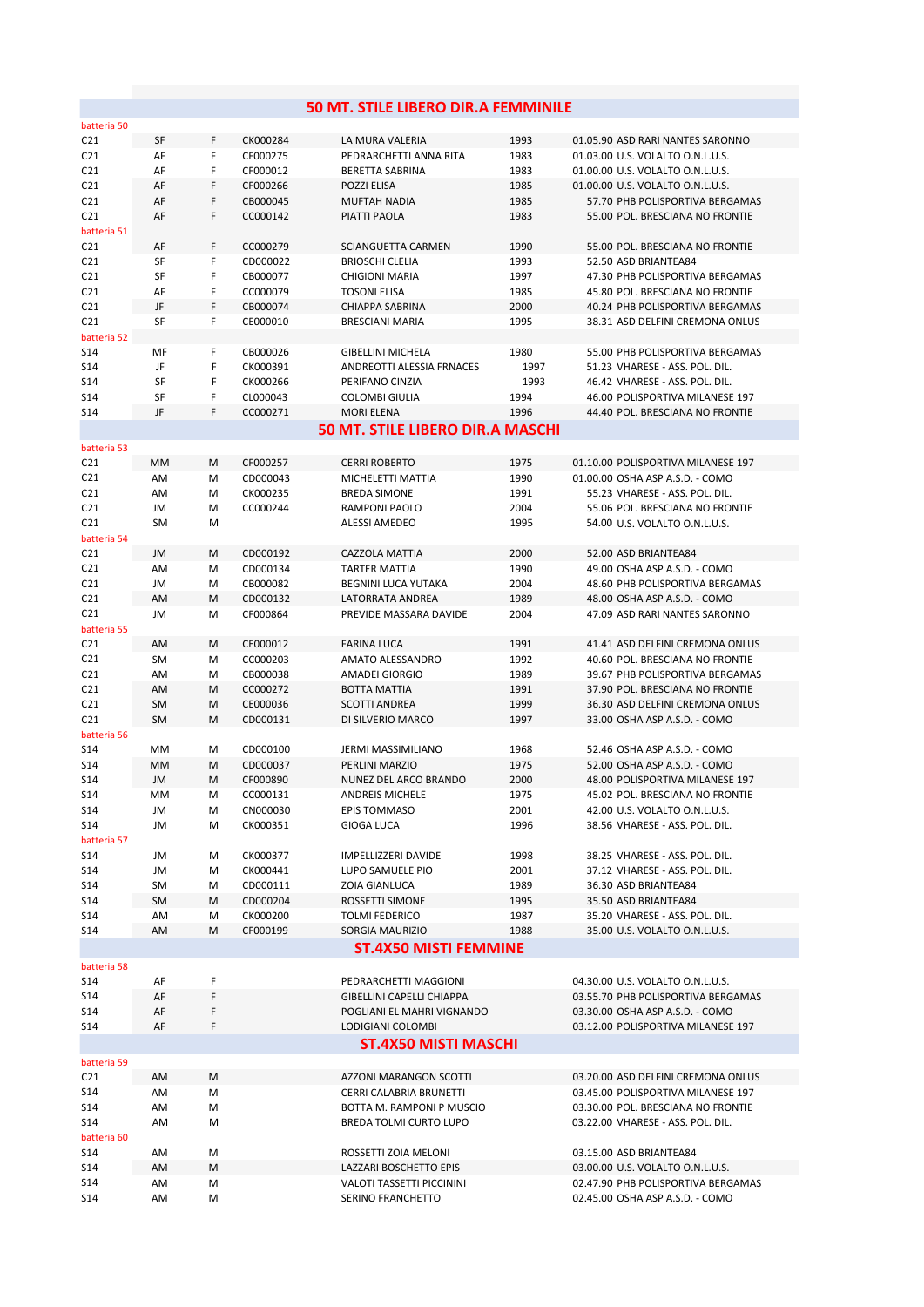## 50 MT. STILE LIBERO DIR.A FEMMINILE

| | | | | | | | |
|---|---|---|---|---|---|---|---|
| batteria 50 | | | | | | | |
| C21 | SF | F | CK000284 | LA MURA VALERIA | 1993 | 01.05.90 | ASD RARI NANTES SARONNO |
| C21 | AF | F | CF000275 | PEDRARCHETTI ANNA RITA | 1983 | 01.03.00 | U.S. VOLALTO O.N.L.U.S. |
| C21 | AF | F | CF000012 | BERETTA SABRINA | 1983 | 01.00.00 | U.S. VOLALTO O.N.L.U.S. |
| C21 | AF | F | CF000266 | POZZI ELISA | 1985 | 01.00.00 | U.S. VOLALTO O.N.L.U.S. |
| C21 | AF | F | CB000045 | MUFTAH NADIA | 1985 | 57.70 | PHB POLISPORTIVA BERGAMAS |
| C21 | AF | F | CC000142 | PIATTI PAOLA | 1983 | 55.00 | POL. BRESCIANA NO FRONTIE |
| batteria 51 | | | | | | | |
| C21 | AF | F | CC000279 | SCIANGUETTA CARMEN | 1990 | 55.00 | POL. BRESCIANA NO FRONTIE |
| C21 | SF | F | CD000022 | BRIOSCHI CLELIA | 1993 | 52.50 | ASD BRIANTEA84 |
| C21 | SF | F | CB000077 | CHIGIONI MARIA | 1997 | 47.30 | PHB POLISPORTIVA BERGAMAS |
| C21 | AF | F | CC000079 | TOSONI ELISA | 1985 | 45.80 | POL. BRESCIANA NO FRONTIE |
| C21 | JF | F | CB000074 | CHIAPPA SABRINA | 2000 | 40.24 | PHB POLISPORTIVA BERGAMAS |
| C21 | SF | F | CE000010 | BRESCIANI MARIA | 1995 | 38.31 | ASD DELFINI CREMONA ONLUS |
| batteria 52 | | | | | | | |
| S14 | MF | F | CB000026 | GIBELLINI MICHELA | 1980 | 55.00 | PHB POLISPORTIVA BERGAMAS |
| S14 | JF | F | CK000391 | ANDREOTTI ALESSIA FRNACES | 1997 | 51.23 | VHARESE - ASS. POL. DIL. |
| S14 | SF | F | CK000266 | PERIFANO CINZIA | 1993 | 46.42 | VHARESE - ASS. POL. DIL. |
| S14 | SF | F | CL000043 | COLOMBI GIULIA | 1994 | 46.00 | POLISPORTIVA MILANESE 197 |
| S14 | JF | F | CC000271 | MORI ELENA | 1996 | 44.40 | POL. BRESCIANA NO FRONTIE |

## 50 MT. STILE LIBERO DIR.A MASCHI

| | | | | | | | |
|---|---|---|---|---|---|---|---|
| batteria 53 | | | | | | | |
| C21 | MM | M | CF000257 | CERRI ROBERTO | 1975 | 01.10.00 | POLISPORTIVA MILANESE 197 |
| C21 | AM | M | CD000043 | MICHELETTI MATTIA | 1990 | 01.00.00 | OSHA ASP A.S.D. - COMO |
| C21 | AM | M | CK000235 | BREDA SIMONE | 1991 | 55.23 | VHARESE - ASS. POL. DIL. |
| C21 | JM | M | CC000244 | RAMPONI PAOLO | 2004 | 55.06 | POL. BRESCIANA NO FRONTIE |
| C21 | SM | M | | ALESSI AMEDEO | 1995 | 54.00 | U.S. VOLALTO O.N.L.U.S. |
| batteria 54 | | | | | | | |
| C21 | JM | M | CD000192 | CAZZOLA MATTIA | 2000 | 52.00 | ASD BRIANTEA84 |
| C21 | AM | M | CD000134 | TARTER MATTIA | 1990 | 49.00 | OSHA ASP A.S.D. - COMO |
| C21 | JM | M | CB000082 | BEGNINI LUCA YUTAKA | 2004 | 48.60 | PHB POLISPORTIVA BERGAMAS |
| C21 | AM | M | CD000132 | LATORRATA ANDREA | 1989 | 48.00 | OSHA ASP A.S.D. - COMO |
| C21 | JM | M | CF000864 | PREVIDE MASSARA DAVIDE | 2004 | 47.09 | ASD RARI NANTES SARONNO |
| batteria 55 | | | | | | | |
| C21 | AM | M | CE000012 | FARINA LUCA | 1991 | 41.41 | ASD DELFINI CREMONA ONLUS |
| C21 | SM | M | CC000203 | AMATO ALESSANDRO | 1992 | 40.60 | POL. BRESCIANA NO FRONTIE |
| C21 | AM | M | CB000038 | AMADEI GIORGIO | 1989 | 39.67 | PHB POLISPORTIVA BERGAMAS |
| C21 | AM | M | CC000272 | BOTTA MATTIA | 1991 | 37.90 | POL. BRESCIANA NO FRONTIE |
| C21 | SM | M | CE000036 | SCOTTI ANDREA | 1999 | 36.30 | ASD DELFINI CREMONA ONLUS |
| C21 | SM | M | CD000131 | DI SILVERIO MARCO | 1997 | 33.00 | OSHA ASP A.S.D. - COMO |
| batteria 56 | | | | | | | |
| S14 | MM | M | CD000100 | JERMI MASSIMILIANO | 1968 | 52.46 | OSHA ASP A.S.D. - COMO |
| S14 | MM | M | CD000037 | PERLINI MARZIO | 1975 | 52.00 | OSHA ASP A.S.D. - COMO |
| S14 | JM | M | CF000890 | NUNEZ DEL ARCO BRANDO | 2000 | 48.00 | POLISPORTIVA MILANESE 197 |
| S14 | MM | M | CC000131 | ANDREIS MICHELE | 1975 | 45.02 | POL. BRESCIANA NO FRONTIE |
| S14 | JM | M | CN000030 | EPIS TOMMASO | 2001 | 42.00 | U.S. VOLALTO O.N.L.U.S. |
| S14 | JM | M | CK000351 | GIOGA LUCA | 1996 | 38.56 | VHARESE - ASS. POL. DIL. |
| batteria 57 | | | | | | | |
| S14 | JM | M | CK000377 | IMPELLIZZERI DAVIDE | 1998 | 38.25 | VHARESE - ASS. POL. DIL. |
| S14 | JM | M | CK000441 | LUPO SAMUELE PIO | 2001 | 37.12 | VHARESE - ASS. POL. DIL. |
| S14 | SM | M | CD000111 | ZOIA GIANLUCA | 1989 | 36.30 | ASD BRIANTEA84 |
| S14 | SM | M | CD000204 | ROSSETTI SIMONE | 1995 | 35.50 | ASD BRIANTEA84 |
| S14 | AM | M | CK000200 | TOLMI FEDERICO | 1987 | 35.20 | VHARESE - ASS. POL. DIL. |
| S14 | AM | M | CF000199 | SORGIA MAURIZIO | 1988 | 35.00 | U.S. VOLALTO O.N.L.U.S. |

## ST.4X50 MISTI FEMMINE

| | | | | | | | |
|---|---|---|---|---|---|---|---|
| batteria 58 | | | | | | | |
| S14 | AF | F | | PEDRARCHETTI MAGGIONI | | 04.30.00 | U.S. VOLALTO O.N.L.U.S. |
| S14 | AF | F | | GIBELLINI CAPELLI CHIAPPA | | 03.55.70 | PHB POLISPORTIVA BERGAMAS |
| S14 | AF | F | | POGLIANI EL MAHRI VIGNANDO | | 03.30.00 | OSHA ASP A.S.D. - COMO |
| S14 | AF | F | | LODIGIANI COLOMBI | | 03.12.00 | POLISPORTIVA MILANESE 197 |

## ST.4X50 MISTI MASCHI

| | | | | | | | |
|---|---|---|---|---|---|---|---|
| batteria 59 | | | | | | | |
| C21 | AM | M | | AZZONI MARANGON SCOTTI | | 03.20.00 | ASD DELFINI CREMONA ONLUS |
| S14 | AM | M | | CERRI CALABRIA BRUNETTI | | 03.45.00 | POLISPORTIVA MILANESE 197 |
| S14 | AM | M | | BOTTA M. RAMPONI P MUSCIO | | 03.30.00 | POL. BRESCIANA NO FRONTIE |
| S14 | AM | M | | BREDA TOLMI CURTO LUPO | | 03.22.00 | VHARESE - ASS. POL. DIL. |
| batteria 60 | | | | | | | |
| S14 | AM | M | | ROSSETTI ZOIA MELONI | | 03.15.00 | ASD BRIANTEA84 |
| S14 | AM | M | | LAZZARI BOSCHETTO EPIS | | 03.00.00 | U.S. VOLALTO O.N.L.U.S. |
| S14 | AM | M | | VALOTI TASSETTI PICCININI | | 02.47.90 | PHB POLISPORTIVA BERGAMAS |
| S14 | AM | M | | SERINO FRANCHETTO | | 02.45.00 | OSHA ASP A.S.D. - COMO |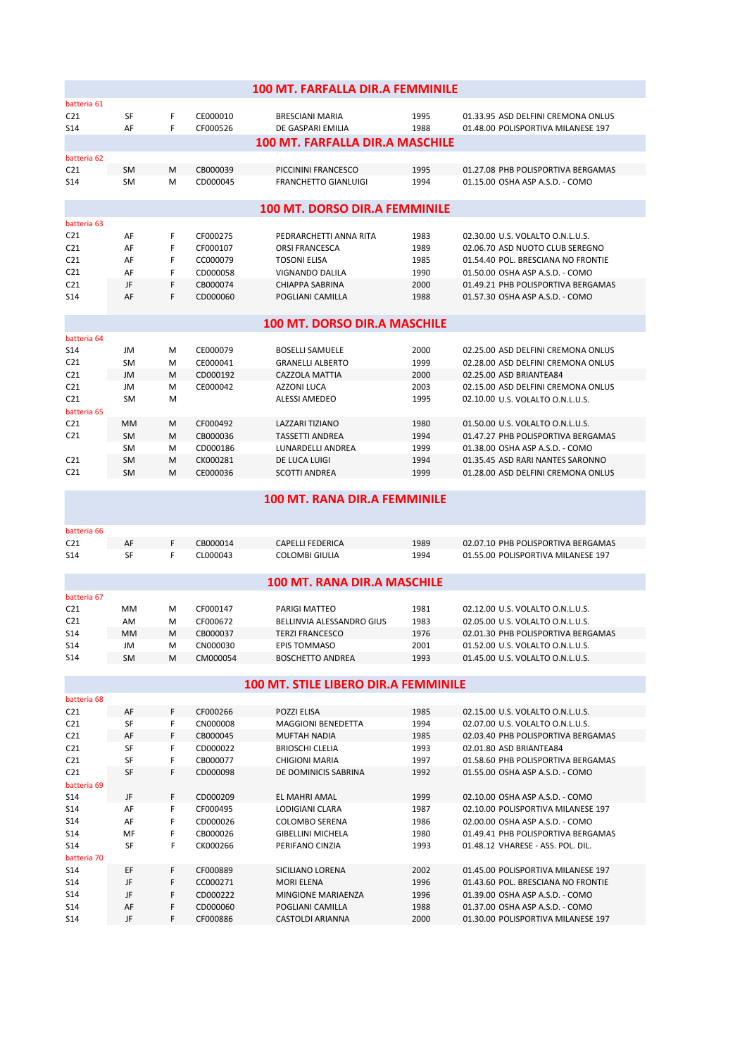## 100 MT. FARFALLA DIR.A FEMMINILE

batteria 61

| | | | | | | | |
|---|---|---|---|---|---|---|---|
| C21 | SF | F | CE000010 | BRESCIANI MARIA | 1995 | 01.33.95 | ASD DELFINI CREMONA ONLUS |
| S14 | AF | F | CF000526 | DE GASPARI EMILIA | 1988 | 01.48.00 | POLISPORTIVA MILANESE 197 |

## 100 MT. FARFALLA DIR.A MASCHILE

batteria 62

| | | | | | | | |
|---|---|---|---|---|---|---|---|
| C21 | SM | M | CB000039 | PICCININI FRANCESCO | 1995 | 01.27.08 | PHB POLISPORTIVA BERGAMAS |
| S14 | SM | M | CD000045 | FRANCHETTO GIANLUIGI | 1994 | 01.15.00 | OSHA ASP A.S.D. - COMO |

## 100 MT. DORSO DIR.A FEMMINILE

batteria 63

| | | | | | | | |
|---|---|---|---|---|---|---|---|
| C21 | AF | F | CF000275 | PEDRARCHETTI ANNA RITA | 1983 | 02.30.00 | U.S. VOLALTO O.N.L.U.S. |
| C21 | AF | F | CF000107 | ORSI FRANCESCA | 1989 | 02.06.70 | ASD NUOTO CLUB SEREGNO |
| C21 | AF | F | CC000079 | TOSONI ELISA | 1985 | 01.54.40 | POL. BRESCIANA NO FRONTIE |
| C21 | AF | F | CD000058 | VIGNANDO DALILA | 1990 | 01.50.00 | OSHA ASP A.S.D. - COMO |
| C21 | JF | F | CB000074 | CHIAPPA SABRINA | 2000 | 01.49.21 | PHB POLISPORTIVA BERGAMAS |
| S14 | AF | F | CD000060 | POGLIANI CAMILLA | 1988 | 01.57.30 | OSHA ASP A.S.D. - COMO |

## 100 MT. DORSO DIR.A MASCHILE

batteria 64

| | | | | | | | |
|---|---|---|---|---|---|---|---|
| S14 | JM | M | CE000079 | BOSELLI SAMUELE | 2000 | 02.25.00 | ASD DELFINI CREMONA ONLUS |
| C21 | SM | M | CE000041 | GRANELLI ALBERTO | 1999 | 02.28.00 | ASD DELFINI CREMONA ONLUS |
| C21 | JM | M | CD000192 | CAZZOLA MATTIA | 2000 | 02.25.00 | ASD BRIANTEA84 |
| C21 | JM | M | CE000042 | AZZONI LUCA | 2003 | 02.15.00 | ASD DELFINI CREMONA ONLUS |
| C21 | SM | M | | ALESSI AMEDEO | 1995 | 02.10.00 | U.S. VOLALTO O.N.L.U.S. |

batteria 65

| | | | | | | | |
|---|---|---|---|---|---|---|---|
| C21 | MM | M | CF000492 | LAZZARI TIZIANO | 1980 | 01.50.00 | U.S. VOLALTO O.N.L.U.S. |
| C21 | SM | M | CB000036 | TASSETTI ANDREA | 1994 | 01.47.27 | PHB POLISPORTIVA BERGAMAS |
| | SM | M | CD000186 | LUNARDELLI ANDREA | 1999 | 01.38.00 | OSHA ASP A.S.D. - COMO |
| C21 | SM | M | CK000281 | DE LUCA LUIGI | 1994 | 01.35.45 | ASD RARI NANTES SARONNO |
| C21 | SM | M | CE000036 | SCOTTI ANDREA | 1999 | 01.28.00 | ASD DELFINI CREMONA ONLUS |

## 100 MT. RANA DIR.A FEMMINILE

batteria 66

| | | | | | | | |
|---|---|---|---|---|---|---|---|
| C21 | AF | F | CB000014 | CAPELLI FEDERICA | 1989 | 02.07.10 | PHB POLISPORTIVA BERGAMAS |
| S14 | SF | F | CL000043 | COLOMBI GIULIA | 1994 | 01.55.00 | POLISPORTIVA MILANESE 197 |

## 100 MT. RANA DIR.A MASCHILE

batteria 67

| | | | | | | | |
|---|---|---|---|---|---|---|---|
| C21 | MM | M | CF000147 | PARIGI MATTEO | 1981 | 02.12.00 | U.S. VOLALTO O.N.L.U.S. |
| C21 | AM | M | CF000672 | BELLINVIA ALESSANDRO GIUS | 1983 | 02.05.00 | U.S. VOLALTO O.N.L.U.S. |
| S14 | MM | M | CB000037 | TERZI FRANCESCO | 1976 | 02.01.30 | PHB POLISPORTIVA BERGAMAS |
| S14 | JM | M | CN000030 | EPIS TOMMASO | 2001 | 01.52.00 | U.S. VOLALTO O.N.L.U.S. |
| S14 | SM | M | CM000054 | BOSCHETTO ANDREA | 1993 | 01.45.00 | U.S. VOLALTO O.N.L.U.S. |

## 100 MT. STILE LIBERO DIR.A FEMMINILE

batteria 68

| | | | | | | | |
|---|---|---|---|---|---|---|---|
| C21 | AF | F | CF000266 | POZZI ELISA | 1985 | 02.15.00 | U.S. VOLALTO O.N.L.U.S. |
| C21 | SF | F | CN000008 | MAGGIONI BENEDETTA | 1994 | 02.07.00 | U.S. VOLALTO O.N.L.U.S. |
| C21 | AF | F | CB000045 | MUFTAH NADIA | 1985 | 02.03.40 | PHB POLISPORTIVA BERGAMAS |
| C21 | SF | F | CD000022 | BRIOSCHI CLELIA | 1993 | 02.01.80 | ASD BRIANTEA84 |
| C21 | SF | F | CB000077 | CHIGIONI MARIA | 1997 | 01.58.60 | PHB POLISPORTIVA BERGAMAS |
| C21 | SF | F | CD000098 | DE DOMINICIS SABRINA | 1992 | 01.55.00 | OSHA ASP A.S.D. - COMO |

batteria 69

| | | | | | | | |
|---|---|---|---|---|---|---|---|
| S14 | JF | F | CD000209 | EL MAHRI AMAL | 1999 | 02.10.00 | OSHA ASP A.S.D. - COMO |
| S14 | AF | F | CF000495 | LODIGIANI CLARA | 1987 | 02.10.00 | POLISPORTIVA MILANESE 197 |
| S14 | AF | F | CD000026 | COLOMBO SERENA | 1986 | 02.00.00 | OSHA ASP A.S.D. - COMO |
| S14 | MF | F | CB000026 | GIBELLINI MICHELA | 1980 | 01.49.41 | PHB POLISPORTIVA BERGAMAS |
| S14 | SF | F | CK000266 | PERIFANO CINZIA | 1993 | 01.48.12 | VHARESE - ASS. POL. DIL. |

batteria 70

| | | | | | | | |
|---|---|---|---|---|---|---|---|
| S14 | EF | F | CF000889 | SICILIANO LORENA | 2002 | 01.45.00 | POLISPORTIVA MILANESE 197 |
| S14 | JF | F | CC000271 | MORI ELENA | 1996 | 01.43.60 | POL. BRESCIANA NO FRONTIE |
| S14 | JF | F | CD000222 | MINGIONE MARIAENZA | 1996 | 01.39.00 | OSHA ASP A.S.D. - COMO |
| S14 | AF | F | CD000060 | POGLIANI CAMILLA | 1988 | 01.37.00 | OSHA ASP A.S.D. - COMO |
| S14 | JF | F | CF000886 | CASTOLDI ARIANNA | 2000 | 01.30.00 | POLISPORTIVA MILANESE 197 |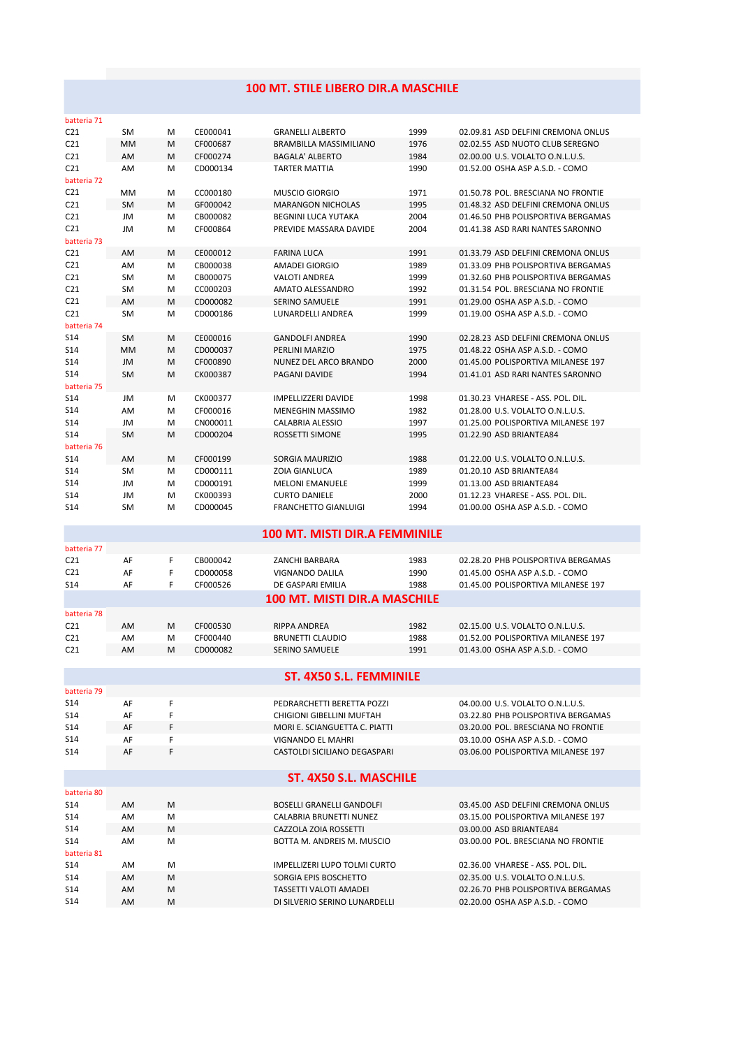## 100 MT. STILE LIBERO DIR.A MASCHILE

| | | | | | | | |
|---|---|---|---|---|---|---|---|
| batteria 71 | | | | | | | |
| C21 | SM | M | CE000041 | GRANELLI ALBERTO | 1999 | 02.09.81 | ASD DELFINI CREMONA ONLUS |
| C21 | MM | M | CF000687 | BRAMBILLA MASSIMILIANO | 1976 | 02.02.55 | ASD NUOTO CLUB SEREGNO |
| C21 | AM | M | CF000274 | BAGALA' ALBERTO | 1984 | 02.00.00 | U.S. VOLALTO O.N.L.U.S. |
| C21 | AM | M | CD000134 | TARTER MATTIA | 1990 | 01.52.00 | OSHA ASP A.S.D. - COMO |
| batteria 72 | | | | | | | |
| C21 | MM | M | CC000180 | MUSCIO GIORGIO | 1971 | 01.50.78 | POL. BRESCIANA NO FRONTIE |
| C21 | SM | M | GF000042 | MARANGON NICHOLAS | 1995 | 01.48.32 | ASD DELFINI CREMONA ONLUS |
| C21 | JM | M | CB000082 | BEGNINI LUCA YUTAKA | 2004 | 01.46.50 | PHB POLISPORTIVA BERGAMAS |
| C21 | JM | M | CF000864 | PREVIDE MASSARA DAVIDE | 2004 | 01.41.38 | ASD RARI NANTES SARONNO |
| batteria 73 | | | | | | | |
| C21 | AM | M | CE000012 | FARINA LUCA | 1991 | 01.33.79 | ASD DELFINI CREMONA ONLUS |
| C21 | AM | M | CB000038 | AMADEI GIORGIO | 1989 | 01.33.09 | PHB POLISPORTIVA BERGAMAS |
| C21 | SM | M | CB000075 | VALOTI ANDREA | 1999 | 01.32.60 | PHB POLISPORTIVA BERGAMAS |
| C21 | SM | M | CC000203 | AMATO ALESSANDRO | 1992 | 01.31.54 | POL. BRESCIANA NO FRONTIE |
| C21 | AM | M | CD000082 | SERINO SAMUELE | 1991 | 01.29.00 | OSHA ASP A.S.D. - COMO |
| C21 | SM | M | CD000186 | LUNARDELLI ANDREA | 1999 | 01.19.00 | OSHA ASP A.S.D. - COMO |
| batteria 74 | | | | | | | |
| S14 | SM | M | CE000016 | GANDOLFI ANDREA | 1990 | 02.28.23 | ASD DELFINI CREMONA ONLUS |
| S14 | MM | M | CD000037 | PERLINI MARZIO | 1975 | 01.48.22 | OSHA ASP A.S.D. - COMO |
| S14 | JM | M | CF000890 | NUNEZ DEL ARCO BRANDO | 2000 | 01.45.00 | POLISPORTIVA MILANESE 197 |
| S14 | SM | M | CK000387 | PAGANI DAVIDE | 1994 | 01.41.01 | ASD RARI NANTES SARONNO |
| batteria 75 | | | | | | | |
| S14 | JM | M | CK000377 | IMPELLIZZERI DAVIDE | 1998 | 01.30.23 | VHARESE - ASS. POL. DIL. |
| S14 | AM | M | CF000016 | MENEGHIN MASSIMO | 1982 | 01.28.00 | U.S. VOLALTO O.N.L.U.S. |
| S14 | JM | M | CN000011 | CALABRIA ALESSIO | 1997 | 01.25.00 | POLISPORTIVA MILANESE 197 |
| S14 | SM | M | CD000204 | ROSSETTI SIMONE | 1995 | 01.22.90 | ASD BRIANTEA84 |
| batteria 76 | | | | | | | |
| S14 | AM | M | CF000199 | SORGIA MAURIZIO | 1988 | 01.22.00 | U.S. VOLALTO O.N.L.U.S. |
| S14 | SM | M | CD000111 | ZOIA GIANLUCA | 1989 | 01.20.10 | ASD BRIANTEA84 |
| S14 | JM | M | CD000191 | MELONI EMANUELE | 1999 | 01.13.00 | ASD BRIANTEA84 |
| S14 | JM | M | CK000393 | CURTO DANIELE | 2000 | 01.12.23 | VHARESE - ASS. POL. DIL. |
| S14 | SM | M | CD000045 | FRANCHETTO GIANLUIGI | 1994 | 01.00.00 | OSHA ASP A.S.D. - COMO |

## 100 MT. MISTI DIR.A FEMMINILE

| | | | | | | | |
|---|---|---|---|---|---|---|---|
| batteria 77 | | | | | | | |
| C21 | AF | F | CB000042 | ZANCHI BARBARA | 1983 | 02.28.20 | PHB POLISPORTIVA BERGAMAS |
| C21 | AF | F | CD000058 | VIGNANDO DALILA | 1990 | 01.45.00 | OSHA ASP A.S.D. - COMO |
| S14 | AF | F | CF000526 | DE GASPARI EMILIA | 1988 | 01.45.00 | POLISPORTIVA MILANESE 197 |

## 100 MT. MISTI DIR.A MASCHILE

| | | | | | | | |
|---|---|---|---|---|---|---|---|
| batteria 78 | | | | | | | |
| C21 | AM | M | CF000530 | RIPPA ANDREA | 1982 | 02.15.00 | U.S. VOLALTO O.N.L.U.S. |
| C21 | AM | M | CF000440 | BRUNETTI CLAUDIO | 1988 | 01.52.00 | POLISPORTIVA MILANESE 197 |
| C21 | AM | M | CD000082 | SERINO SAMUELE | 1991 | 01.43.00 | OSHA ASP A.S.D. - COMO |

## ST. 4X50 S.L. FEMMINILE

| | | | | | |
|---|---|---|---|---|---|
| batteria 79 | | | | | |
| S14 | AF | F | PEDRARCHETTI BERETTA POZZI | 04.00.00 | U.S. VOLALTO O.N.L.U.S. |
| S14 | AF | F | CHIGIONI GIBELLINI MUFTAH | 03.22.80 | PHB POLISPORTIVA BERGAMAS |
| S14 | AF | F | MORI E. SCIANGUETTA C. PIATTI | 03.20.00 | POL. BRESCIANA NO FRONTIE |
| S14 | AF | F | VIGNANDO EL MAHRI | 03.10.00 | OSHA ASP A.S.D. - COMO |
| S14 | AF | F | CASTOLDI SICILIANO DEGASPARI | 03.06.00 | POLISPORTIVA MILANESE 197 |

## ST. 4X50 S.L. MASCHILE

| | | | | | |
|---|---|---|---|---|---|
| batteria 80 | | | | | |
| S14 | AM | M | BOSELLI GRANELLI GANDOLFI | 03.45.00 | ASD DELFINI CREMONA ONLUS |
| S14 | AM | M | CALABRIA BRUNETTI NUNEZ | 03.15.00 | POLISPORTIVA MILANESE 197 |
| S14 | AM | M | CAZZOLA ZOIA ROSSETTI | 03.00.00 | ASD BRIANTEA84 |
| S14 | AM | M | BOTTA M. ANDREIS M. MUSCIO | 03.00.00 | POL. BRESCIANA NO FRONTIE |
| batteria 81 | | | | | |
| S14 | AM | M | IMPELLIZERI LUPO TOLMI CURTO | 02.36.00 | VHARESE - ASS. POL. DIL. |
| S14 | AM | M | SORGIA EPIS BOSCHETTO | 02.35.00 | U.S. VOLALTO O.N.L.U.S. |
| S14 | AM | M | TASSETTI VALOTI AMADEI | 02.26.70 | PHB POLISPORTIVA BERGAMAS |
| S14 | AM | M | DI SILVERIO SERINO LUNARDELLI | 02.20.00 | OSHA ASP A.S.D. - COMO |